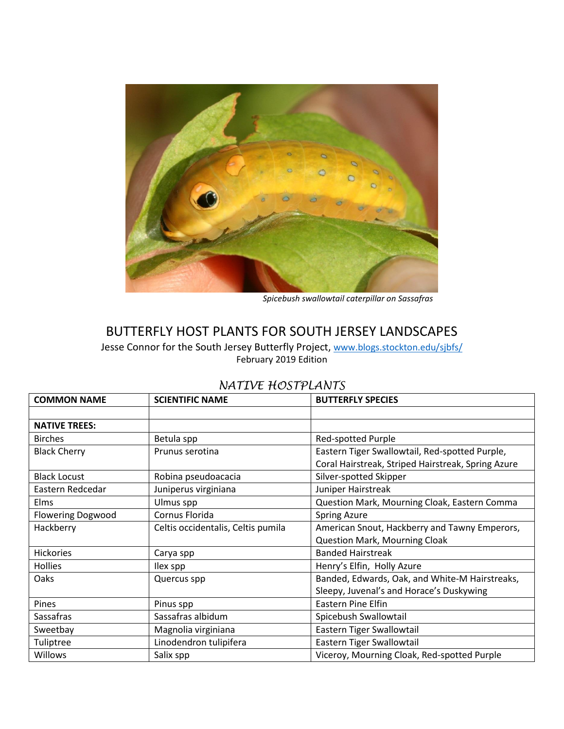*Spicebush swallowtail caterpillar on Sassafras*

# BUTTERFLY HOST PLANTS FOR SOUTH JERSEY LANDSCAPES

Jesse Connor for the South Jersey Butterfly Project, [www.blogs.stockton.edu/sjbfs/](www.blogs.stockton.edu/sjbfs/)
February 2019 Edition

## *NATIVE HOSTPLANTS*

| COMMON NAME | SCIENTIFIC NAME | BUTTERFLY SPECIES |
|---|---|---|
| | | |
| **NATIVE TREES:** | | |
| Birches | Betula spp | Red-spotted Purple |
| Black Cherry | Prunus serotina | Eastern Tiger Swallowtail, Red-spotted Purple, Coral Hairstreak, Striped Hairstreak, Spring Azure |
| Black Locust | Robina pseudoacacia | Silver-spotted Skipper |
| Eastern Redcedar | Juniperus virginiana | Juniper Hairstreak |
| Elms | Ulmus spp | Question Mark, Mourning Cloak, Eastern Comma |
| Flowering Dogwood | Cornus Florida | Spring Azure |
| Hackberry | Celtis occidentalis, Celtis pumila | American Snout, Hackberry and Tawny Emperors, Question Mark, Mourning Cloak |
| Hickories | Carya spp | Banded Hairstreak |
| Hollies | Ilex spp | Henry's Elfin, Holly Azure |
| Oaks | Quercus spp | Banded, Edwards, Oak, and White-M Hairstreaks, Sleepy, Juvenal's and Horace's Duskywing |
| Pines | Pinus spp | Eastern Pine Elfin |
| Sassafras | Sassafras albidum | Spicebush Swallowtail |
| Sweetbay | Magnolia virginiana | Eastern Tiger Swallowtail |
| Tuliptree | Linodendron tulipifera | Eastern Tiger Swallowtail |
| Willows | Salix spp | Viceroy, Mourning Cloak, Red-spotted Purple |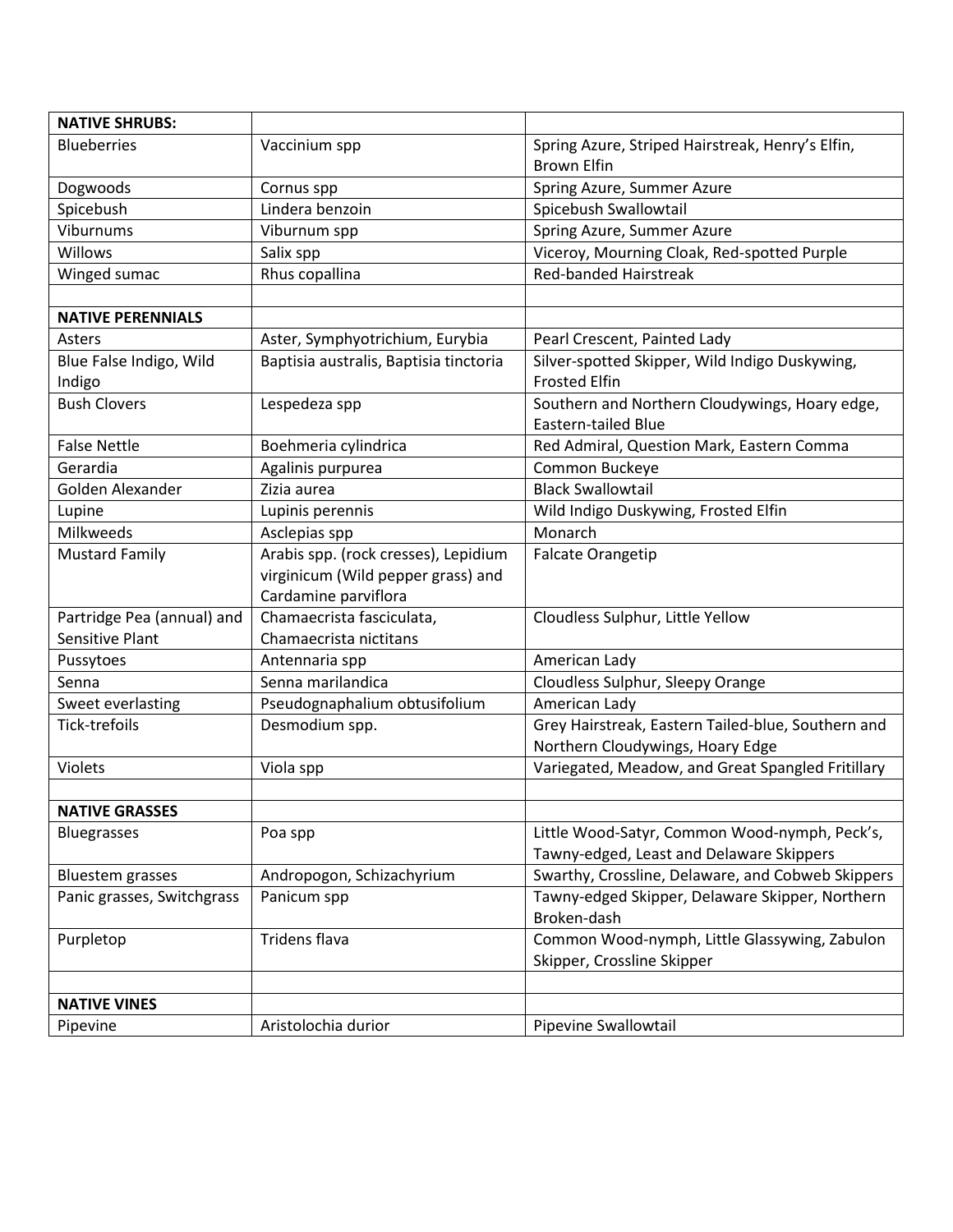| **NATIVE SHRUBS:** | | |
|---|---|---|
| Blueberries | Vaccinium spp | Spring Azure, Striped Hairstreak, Henry's Elfin, Brown Elfin |
| Dogwoods | Cornus spp | Spring Azure, Summer Azure |
| Spicebush | Lindera benzoin | Spicebush Swallowtail |
| Viburnums | Viburnum spp | Spring Azure, Summer Azure |
| Willows | Salix spp | Viceroy, Mourning Cloak, Red-spotted Purple |
| Winged sumac | Rhus copallina | Red-banded Hairstreak |
| | | |
| **NATIVE PERENNIALS** | | |
| Asters | Aster, Symphyotrichium, Eurybia | Pearl Crescent, Painted Lady |
| Blue False Indigo, Wild Indigo | Baptisia australis, Baptisia tinctoria | Silver-spotted Skipper, Wild Indigo Duskywing, Frosted Elfin |
| Bush Clovers | Lespedeza spp | Southern and Northern Cloudywings, Hoary edge, Eastern-tailed Blue |
| False Nettle | Boehmeria cylindrica | Red Admiral, Question Mark, Eastern Comma |
| Gerardia | Agalinis purpurea | Common Buckeye |
| Golden Alexander | Zizia aurea | Black Swallowtail |
| Lupine | Lupinis perennis | Wild Indigo Duskywing, Frosted Elfin |
| Milkweeds | Asclepias spp | Monarch |
| Mustard Family | Arabis spp. (rock cresses), Lepidium virginicum (Wild pepper grass) and Cardamine parviflora | Falcate Orangetip |
| Partridge Pea (annual) and Sensitive Plant | Chamaecrista fasciculata, Chamaecrista nictitans | Cloudless Sulphur, Little Yellow |
| Pussytoes | Antennaria spp | American Lady |
| Senna | Senna marilandica | Cloudless Sulphur, Sleepy Orange |
| Sweet everlasting | Pseudognaphalium obtusifolium | American Lady |
| Tick-trefoils | Desmodium spp. | Grey Hairstreak, Eastern Tailed-blue, Southern and Northern Cloudywings, Hoary Edge |
| Violets | Viola spp | Variegated, Meadow, and Great Spangled Fritillary |
| | | |
| **NATIVE GRASSES** | | |
| Bluegrasses | Poa spp | Little Wood-Satyr, Common Wood-nymph, Peck's, Tawny-edged, Least and Delaware Skippers |
| Bluestem grasses | Andropogon, Schizachyrium | Swarthy, Crossline, Delaware, and Cobweb Skippers |
| Panic grasses, Switchgrass | Panicum spp | Tawny-edged Skipper, Delaware Skipper, Northern Broken-dash |
| Purpletop | Tridens flava | Common Wood-nymph, Little Glassywing, Zabulon Skipper, Crossline Skipper |
| | | |
| **NATIVE VINES** | | |
| Pipevine | Aristolochia durior | Pipevine Swallowtail |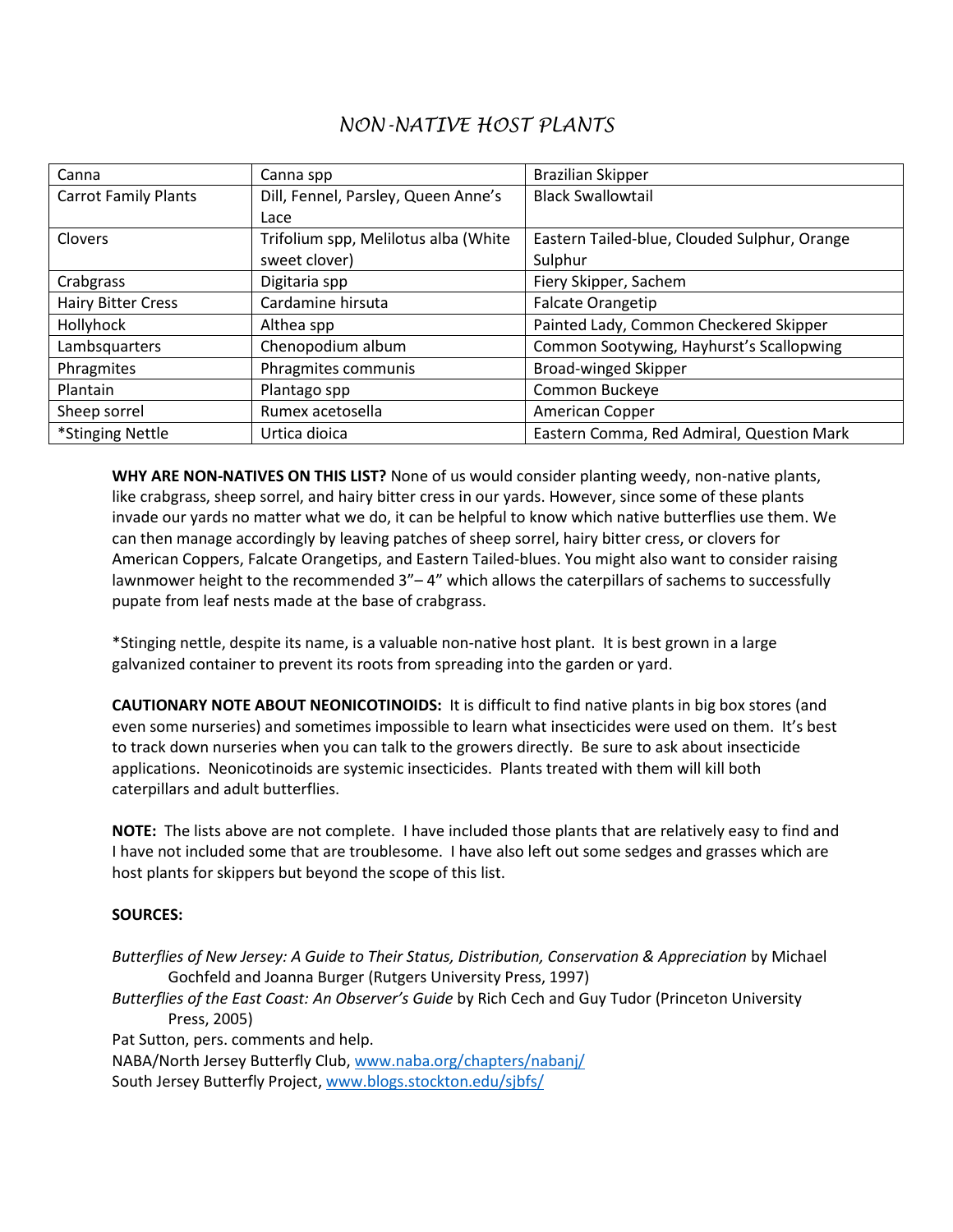# NON-NATIVE HOST PLANTS

| | | |
|---|---|---|
| Canna | Canna spp | Brazilian Skipper |
| Carrot Family Plants | Dill, Fennel, Parsley, Queen Anne's Lace | Black Swallowtail |
| Clovers | Trifolium spp, Melilotus alba (White sweet clover) | Eastern Tailed-blue, Clouded Sulphur, Orange Sulphur |
| Crabgrass | Digitaria spp | Fiery Skipper, Sachem |
| Hairy Bitter Cress | Cardamine hirsuta | Falcate Orangetip |
| Hollyhock | Althea spp | Painted Lady, Common Checkered Skipper |
| Lambsquarters | Chenopodium album | Common Sootywing, Hayhurst's Scallopwing |
| Phragmites | Phragmites communis | Broad-winged Skipper |
| Plantain | Plantago spp | Common Buckeye |
| Sheep sorrel | Rumex acetosella | American Copper |
| *Stinging Nettle | Urtica dioica | Eastern Comma, Red Admiral, Question Mark |

**WHY ARE NON-NATIVES ON THIS LIST?** None of us would consider planting weedy, non-native plants, like crabgrass, sheep sorrel, and hairy bitter cress in our yards. However, since some of these plants invade our yards no matter what we do, it can be helpful to know which native butterflies use them. We can then manage accordingly by leaving patches of sheep sorrel, hairy bitter cress, or clovers for American Coppers, Falcate Orangetips, and Eastern Tailed-blues. You might also want to consider raising lawnmower height to the recommended 3"– 4" which allows the caterpillars of sachems to successfully pupate from leaf nests made at the base of crabgrass.

*Stinging nettle, despite its name, is a valuable non-native host plant. It is best grown in a large galvanized container to prevent its roots from spreading into the garden or yard.

**CAUTIONARY NOTE ABOUT NEONICOTINOIDS:** It is difficult to find native plants in big box stores (and even some nurseries) and sometimes impossible to learn what insecticides were used on them. It's best to track down nurseries when you can talk to the growers directly. Be sure to ask about insecticide applications. Neonicotinoids are systemic insecticides. Plants treated with them will kill both caterpillars and adult butterflies.

**NOTE:** The lists above are not complete. I have included those plants that are relatively easy to find and I have not included some that are troublesome. I have also left out some sedges and grasses which are host plants for skippers but beyond the scope of this list.

**SOURCES:**

*Butterflies of New Jersey: A Guide to Their Status, Distribution, Conservation & Appreciation* by Michael Gochfeld and Joanna Burger (Rutgers University Press, 1997)

*Butterflies of the East Coast: An Observer's Guide* by Rich Cech and Guy Tudor (Princeton University Press, 2005)

Pat Sutton, pers. comments and help.

NABA/North Jersey Butterfly Club, www.naba.org/chapters/nabanj/

South Jersey Butterfly Project, www.blogs.stockton.edu/sjbfs/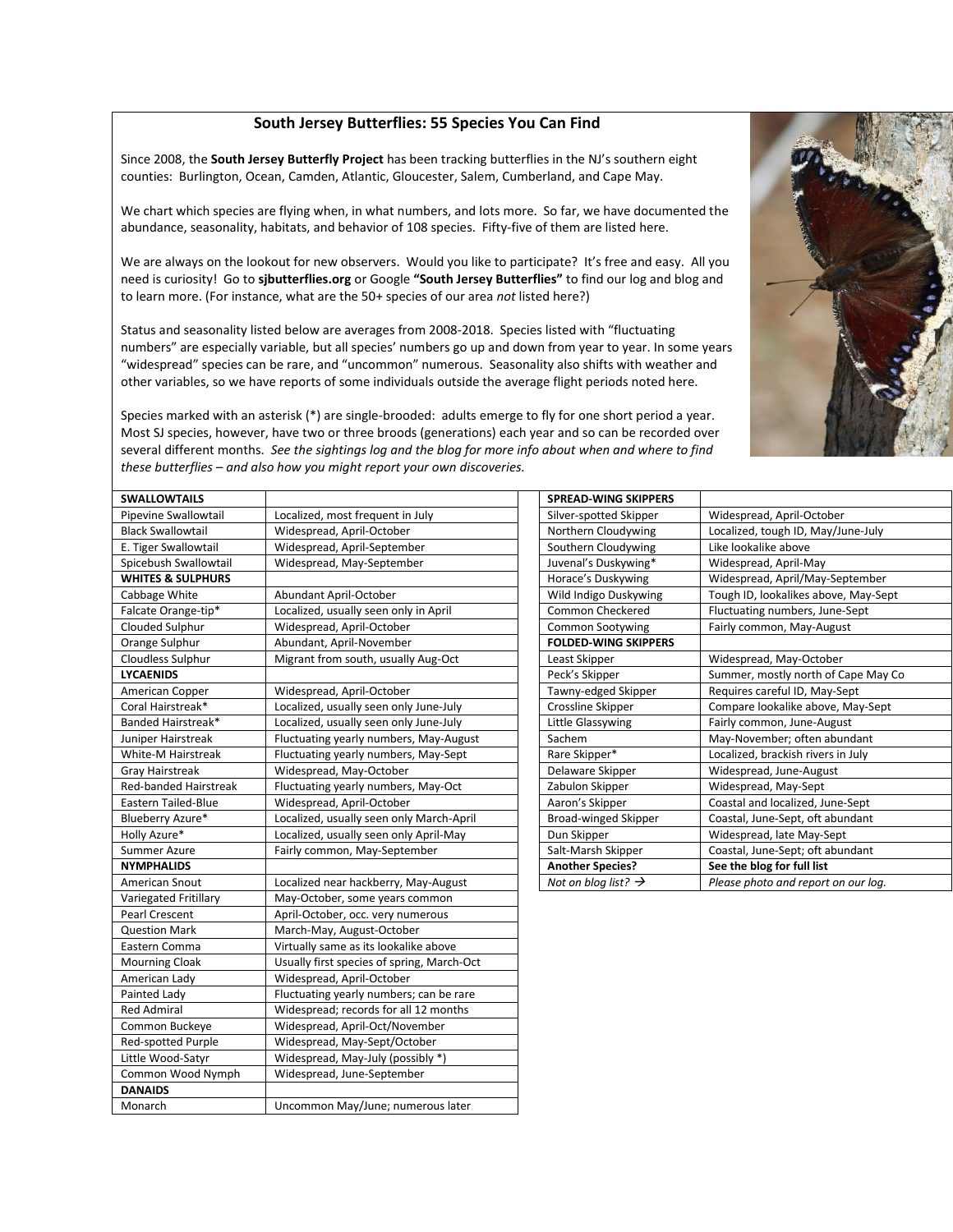## South Jersey Butterflies: 55 Species You Can Find

Since 2008, the **South Jersey Butterfly Project** has been tracking butterflies in the NJ's southern eight counties: Burlington, Ocean, Camden, Atlantic, Gloucester, Salem, Cumberland, and Cape May.

We chart which species are flying when, in what numbers, and lots more. So far, we have documented the abundance, seasonality, habitats, and behavior of 108 species. Fifty-five of them are listed here.

We are always on the lookout for new observers. Would you like to participate? It's free and easy. All you need is curiosity! Go to **sjbutterflies.org** or Google **"South Jersey Butterflies"** to find our log and blog and to learn more. (For instance, what are the 50+ species of our area *not* listed here?)

Status and seasonality listed below are averages from 2008-2018. Species listed with "fluctuating numbers" are especially variable, but all species' numbers go up and down from year to year. In some years "widespread" species can be rare, and "uncommon" numerous. Seasonality also shifts with weather and other variables, so we have reports of some individuals outside the average flight periods noted here.

Species marked with an asterisk (*) are single-brooded: adults emerge to fly for one short period a year. Most SJ species, however, have two or three broods (generations) each year and so can be recorded over several different months. *See the sightings log and the blog for more info about when and where to find these butterflies – and also how you might report your own discoveries.*

| | |
|---|---|
| **SWALLOWTAILS** | |
| Pipevine Swallowtail | Localized, most frequent in July |
| Black Swallowtail | Widespread, April-October |
| E. Tiger Swallowtail | Widespread, April-September |
| Spicebush Swallowtail | Widespread, May-September |
| **WHITES & SULPHURS** | |
| Cabbage White | Abundant April-October |
| Falcate Orange-tip* | Localized, usually seen only in April |
| Clouded Sulphur | Widespread, April-October |
| Orange Sulphur | Abundant, April-November |
| Cloudless Sulphur | Migrant from south, usually Aug-Oct |
| **LYCAENIDS** | |
| American Copper | Widespread, April-October |
| Coral Hairstreak* | Localized, usually seen only June-July |
| Banded Hairstreak* | Localized, usually seen only June-July |
| Juniper Hairstreak | Fluctuating yearly numbers, May-August |
| White-M Hairstreak | Fluctuating yearly numbers, May-Sept |
| Gray Hairstreak | Widespread, May-October |
| Red-banded Hairstreak | Fluctuating yearly numbers, May-Oct |
| Eastern Tailed-Blue | Widespread, April-October |
| Blueberry Azure* | Localized, usually seen only March-April |
| Holly Azure* | Localized, usually seen only April-May |
| Summer Azure | Fairly common, May-September |
| **NYMPHALIDS** | |
| American Snout | Localized near hackberry, May-August |
| Variegated Fritillary | May-October, some years common |
| Pearl Crescent | April-October, occ. very numerous |
| Question Mark | March-May, August-October |
| Eastern Comma | Virtually same as its lookalike above |
| Mourning Cloak | Usually first species of spring, March-Oct |
| American Lady | Widespread, April-October |
| Painted Lady | Fluctuating yearly numbers; can be rare |
| Red Admiral | Widespread; records for all 12 months |
| Common Buckeye | Widespread, April-Oct/November |
| Red-spotted Purple | Widespread, May-Sept/October |
| Little Wood-Satyr | Widespread, May-July (possibly *) |
| Common Wood Nymph | Widespread, June-September |
| **DANAIDS** | |
| Monarch | Uncommon May/June; numerous later |

| | |
|---|---|
| **SPREAD-WING SKIPPERS** | |
| Silver-spotted Skipper | Widespread, April-October |
| Northern Cloudywing | Localized, tough ID, May/June-July |
| Southern Cloudywing | Like lookalike above |
| Juvenal's Duskywing* | Widespread, April-May |
| Horace's Duskywing | Widespread, April/May-September |
| Wild Indigo Duskywing | Tough ID, lookalikes above, May-Sept |
| Common Checkered | Fluctuating numbers, June-Sept |
| Common Sootywing | Fairly common, May-August |
| **FOLDED-WING SKIPPERS** | |
| Least Skipper | Widespread, May-October |
| Peck's Skipper | Summer, mostly north of Cape May Co |
| Tawny-edged Skipper | Requires careful ID, May-Sept |
| Crossline Skipper | Compare lookalike above, May-Sept |
| Little Glassywing | Fairly common, June-August |
| Sachem | May-November; often abundant |
| Rare Skipper* | Localized, brackish rivers in July |
| Delaware Skipper | Widespread, June-August |
| Zabulon Skipper | Widespread, May-Sept |
| Aaron's Skipper | Coastal and localized, June-Sept |
| Broad-winged Skipper | Coastal, June-Sept, oft abundant |
| Dun Skipper | Widespread, late May-Sept |
| Salt-Marsh Skipper | Coastal, June-Sept; oft abundant |
| **Another Species?** | **See the blog for full list** |
| *Not on blog list? →* | *Please photo and report on our log.* |